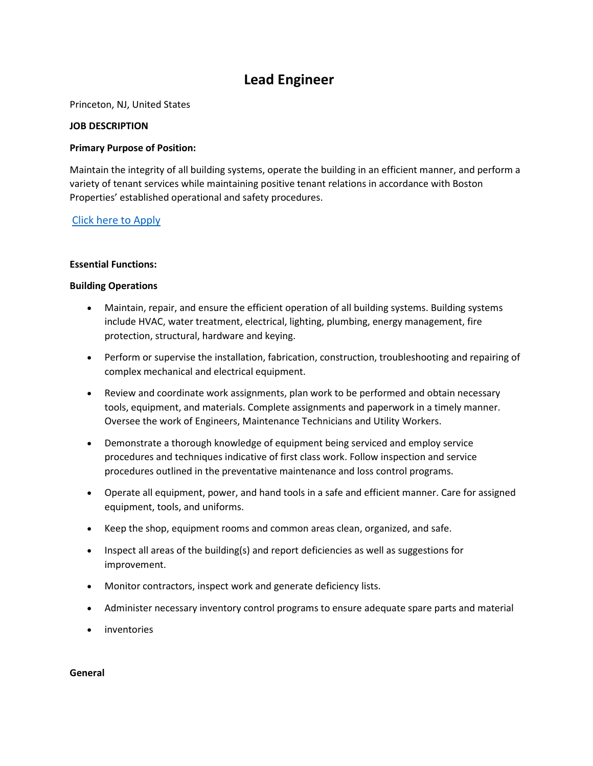# Lead Engineer

Princeton, NJ, United States

**JOB DESCRIPTION**

**Primary Purpose of Position:**

Maintain the integrity of all building systems, operate the building in an efficient manner, and perform a variety of tenant services while maintaining positive tenant relations in accordance with Boston Properties' established operational and safety procedures.

Click here to Apply

**Essential Functions:**

**Building Operations**

- Maintain, repair, and ensure the efficient operation of all building systems. Building systems include HVAC, water treatment, electrical, lighting, plumbing, energy management, fire protection, structural, hardware and keying.
- Perform or supervise the installation, fabrication, construction, troubleshooting and repairing of complex mechanical and electrical equipment.
- Review and coordinate work assignments, plan work to be performed and obtain necessary tools, equipment, and materials. Complete assignments and paperwork in a timely manner. Oversee the work of Engineers, Maintenance Technicians and Utility Workers.
- Demonstrate a thorough knowledge of equipment being serviced and employ service procedures and techniques indicative of first class work. Follow inspection and service procedures outlined in the preventative maintenance and loss control programs.
- Operate all equipment, power, and hand tools in a safe and efficient manner. Care for assigned equipment, tools, and uniforms.
- Keep the shop, equipment rooms and common areas clean, organized, and safe.
- Inspect all areas of the building(s) and report deficiencies as well as suggestions for improvement.
- Monitor contractors, inspect work and generate deficiency lists.
- Administer necessary inventory control programs to ensure adequate spare parts and material
- inventories

**General**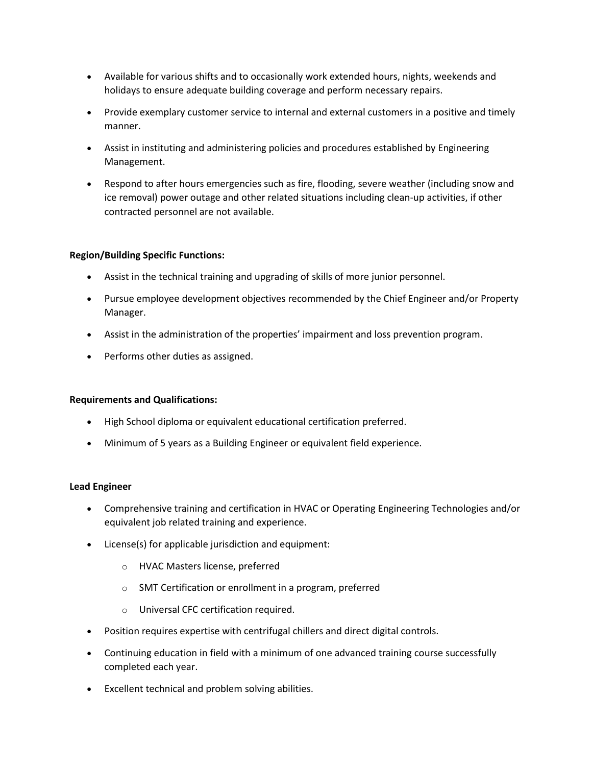- Available for various shifts and to occasionally work extended hours, nights, weekends and holidays to ensure adequate building coverage and perform necessary repairs.
- Provide exemplary customer service to internal and external customers in a positive and timely manner.
- Assist in instituting and administering policies and procedures established by Engineering Management.
- Respond to after hours emergencies such as fire, flooding, severe weather (including snow and ice removal) power outage and other related situations including clean-up activities, if other contracted personnel are not available.

**Region/Building Specific Functions:**

- Assist in the technical training and upgrading of skills of more junior personnel.
- Pursue employee development objectives recommended by the Chief Engineer and/or Property Manager.
- Assist in the administration of the properties' impairment and loss prevention program.
- Performs other duties as assigned.

**Requirements and Qualifications:**

- High School diploma or equivalent educational certification preferred.
- Minimum of 5 years as a Building Engineer or equivalent field experience.

**Lead Engineer**

- Comprehensive training and certification in HVAC or Operating Engineering Technologies and/or equivalent job related training and experience.
- License(s) for applicable jurisdiction and equipment:
  - HVAC Masters license, preferred
  - SMT Certification or enrollment in a program, preferred
  - Universal CFC certification required.
- Position requires expertise with centrifugal chillers and direct digital controls.
- Continuing education in field with a minimum of one advanced training course successfully completed each year.
- Excellent technical and problem solving abilities.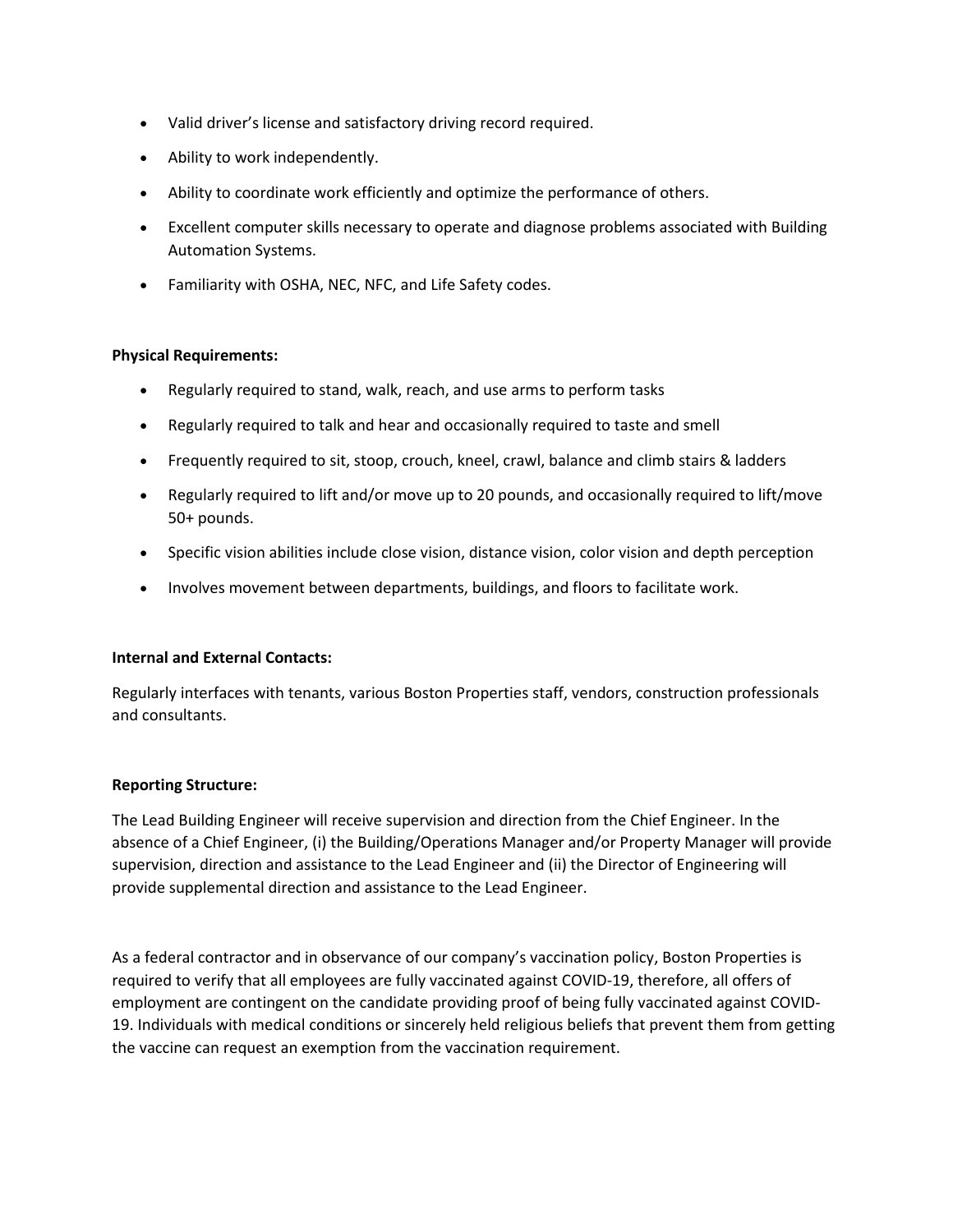- Valid driver's license and satisfactory driving record required.
- Ability to work independently.
- Ability to coordinate work efficiently and optimize the performance of others.
- Excellent computer skills necessary to operate and diagnose problems associated with Building Automation Systems.
- Familiarity with OSHA, NEC, NFC, and Life Safety codes.

**Physical Requirements:**

- Regularly required to stand, walk, reach, and use arms to perform tasks
- Regularly required to talk and hear and occasionally required to taste and smell
- Frequently required to sit, stoop, crouch, kneel, crawl, balance and climb stairs & ladders
- Regularly required to lift and/or move up to 20 pounds, and occasionally required to lift/move 50+ pounds.
- Specific vision abilities include close vision, distance vision, color vision and depth perception
- Involves movement between departments, buildings, and floors to facilitate work.

**Internal and External Contacts:**

Regularly interfaces with tenants, various Boston Properties staff, vendors, construction professionals and consultants.

**Reporting Structure:**

The Lead Building Engineer will receive supervision and direction from the Chief Engineer. In the absence of a Chief Engineer, (i) the Building/Operations Manager and/or Property Manager will provide supervision, direction and assistance to the Lead Engineer and (ii) the Director of Engineering will provide supplemental direction and assistance to the Lead Engineer.

As a federal contractor and in observance of our company's vaccination policy, Boston Properties is required to verify that all employees are fully vaccinated against COVID-19, therefore, all offers of employment are contingent on the candidate providing proof of being fully vaccinated against COVID-19. Individuals with medical conditions or sincerely held religious beliefs that prevent them from getting the vaccine can request an exemption from the vaccination requirement.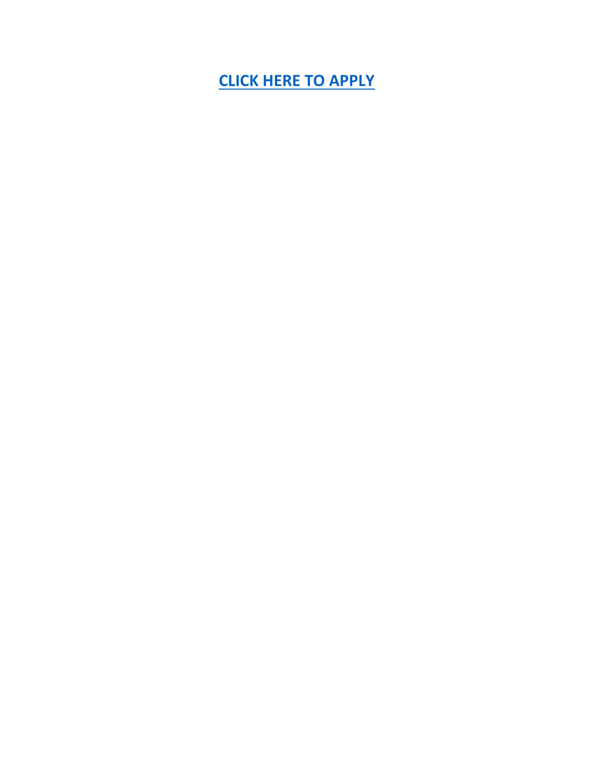**[CLICK HERE TO APPLY]**